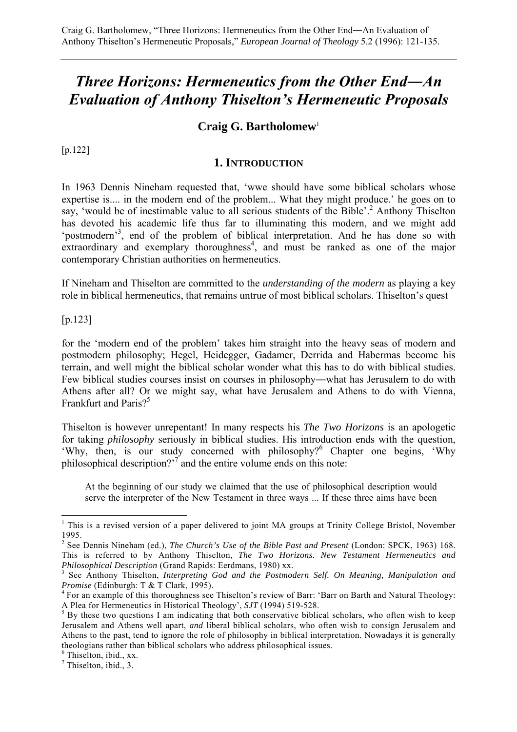# *Three Horizons: Hermeneutics from the Other End―An Evaluation of Anthony Thiselton's Hermeneutic Proposals*

**Craig G. Bartholomew**[1]

[p.122]

## 1. Introduction

In 1963 Dennis Nineham requested that, 'wwe should have some biblical scholars whose expertise is.... in the modern end of the problem... What they might produce.' he goes on to say, 'would be of inestimable value to all serious students of the Bible'.[2] Anthony Thiselton has devoted his academic life thus far to illuminating this modern, and we might add 'postmodern'[3], end of the problem of biblical interpretation. And he has done so with extraordinary and exemplary thoroughness[4], and must be ranked as one of the major contemporary Christian authorities on hermeneutics.

If Nineham and Thiselton are committed to the *understanding of the modern* as playing a key role in biblical hermeneutics, that remains untrue of most biblical scholars. Thiselton's quest

[p.123]

for the 'modern end of the problem' takes him straight into the heavy seas of modern and postmodern philosophy; Hegel, Heidegger, Gadamer, Derrida and Habermas become his terrain, and well might the biblical scholar wonder what this has to do with biblical studies. Few biblical studies courses insist on courses in philosophy―what has Jerusalem to do with Athens after all? Or we might say, what have Jerusalem and Athens to do with Vienna, Frankfurt and Paris?[5]

Thiselton is however unrepentant! In many respects his *The Two Horizons* is an apologetic for taking *philosophy* seriously in biblical studies. His introduction ends with the question, 'Why, then, is our study concerned with philosophy?[6] Chapter one begins, 'Why philosophical description?'[7] and the entire volume ends on this note:

> At the beginning of our study we claimed that the use of philosophical description would serve the interpreter of the New Testament in three ways ... If these three aims have been

---

[1] This is a revised version of a paper delivered to joint MA groups at Trinity College Bristol, November 1995.

[2] See Dennis Nineham (ed.), *The Church's Use of the Bible Past and Present* (London: SPCK, 1963) 168. This is referred to by Anthony Thiselton, *The Two Horizons. New Testament Hermeneutics and Philosophical Description* (Grand Rapids: Eerdmans, 1980) xx.

[3] See Anthony Thiselton, *Interpreting God and the Postmodern Self. On Meaning, Manipulation and Promise* (Edinburgh: T & T Clark, 1995).

[4] For an example of this thoroughness see Thiselton's review of Barr: 'Barr on Barth and Natural Theology: A Plea for Hermeneutics in Historical Theology', *SJT* (1994) 519-528.

[5] By these two questions I am indicating that both conservative biblical scholars, who often wish to keep Jerusalem and Athens well apart, *and* liberal biblical scholars, who often wish to consign Jerusalem and Athens to the past, tend to ignore the role of philosophy in biblical interpretation. Nowadays it is generally theologians rather than biblical scholars who address philosophical issues.

[6] Thiselton, ibid., xx.

[7] Thiselton, ibid., 3.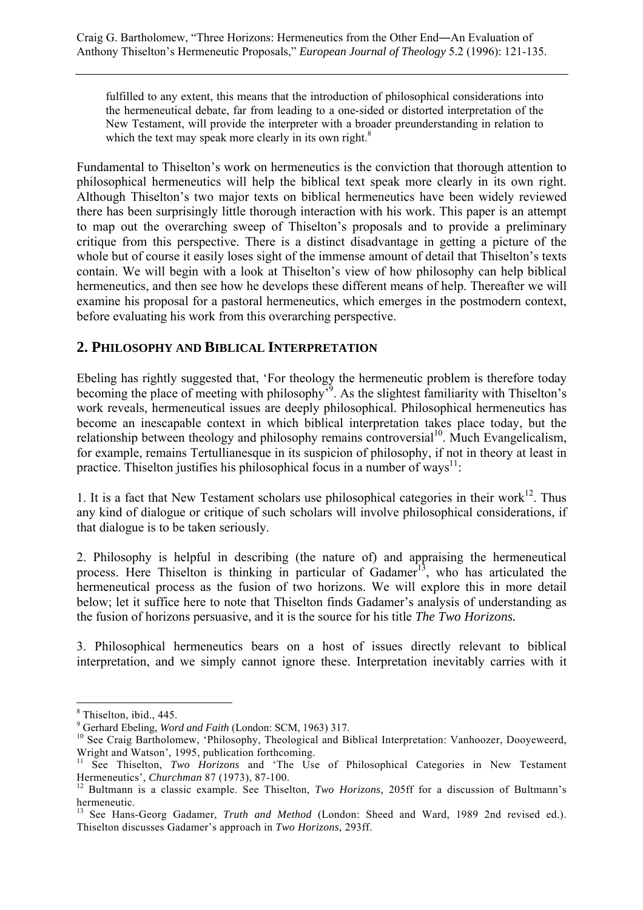> fulfilled to any extent, this means that the introduction of philosophical considerations into the hermeneutical debate, far from leading to a one-sided or distorted interpretation of the New Testament, will provide the interpreter with a broader preunderstanding in relation to which the text may speak more clearly in its own right.[8]

Fundamental to Thiselton's work on hermeneutics is the conviction that thorough attention to philosophical hermeneutics will help the biblical text speak more clearly in its own right. Although Thiselton's two major texts on biblical hermeneutics have been widely reviewed there has been surprisingly little thorough interaction with his work. This paper is an attempt to map out the overarching sweep of Thiselton's proposals and to provide a preliminary critique from this perspective. There is a distinct disadvantage in getting a picture of the whole but of course it easily loses sight of the immense amount of detail that Thiselton's texts contain. We will begin with a look at Thiselton's view of how philosophy can help biblical hermeneutics, and then see how he develops these different means of help. Thereafter we will examine his proposal for a pastoral hermeneutics, which emerges in the postmodern context, before evaluating his work from this overarching perspective.

## 2. Philosophy and Biblical Interpretation

Ebeling has rightly suggested that, 'For theology the hermeneutic problem is therefore today becoming the place of meeting with philosophy'[9]. As the slightest familiarity with Thiselton's work reveals, hermeneutical issues are deeply philosophical. Philosophical hermeneutics has become an inescapable context in which biblical interpretation takes place today, but the relationship between theology and philosophy remains controversial[10]. Much Evangelicalism, for example, remains Tertullianesque in its suspicion of philosophy, if not in theory at least in practice. Thiselton justifies his philosophical focus in a number of ways[11]:

1. It is a fact that New Testament scholars use philosophical categories in their work[12]. Thus any kind of dialogue or critique of such scholars will involve philosophical considerations, if that dialogue is to be taken seriously.

2. Philosophy is helpful in describing (the nature of) and appraising the hermeneutical process. Here Thiselton is thinking in particular of Gadamer[13], who has articulated the hermeneutical process as the fusion of two horizons. We will explore this in more detail below; let it suffice here to note that Thiselton finds Gadamer's analysis of understanding as the fusion of horizons persuasive, and it is the source for his title *The Two Horizons.*

3. Philosophical hermeneutics bears on a host of issues directly relevant to biblical interpretation, and we simply cannot ignore these. Interpretation inevitably carries with it

---

[8] Thiselton, ibid., 445.

[9] Gerhard Ebeling, *Word and Faith* (London: SCM, 1963) 317.

[10] See Craig Bartholomew, 'Philosophy, Theological and Biblical Interpretation: Vanhoozer, Dooyeweerd, Wright and Watson', 1995, publication forthcoming.

[11] See Thiselton, *Two Horizons* and 'The Use of Philosophical Categories in New Testament Hermeneutics', *Churchman* 87 (1973), 87-100.

[12] Bultmann is a classic example. See Thiselton, *Two Horizons,* 205ff for a discussion of Bultmann's hermeneutic.

[13] See Hans-Georg Gadamer, *Truth and Method* (London: Sheed and Ward, 1989 2nd revised ed.). Thiselton discusses Gadamer's approach in *Two Horizons,* 293ff.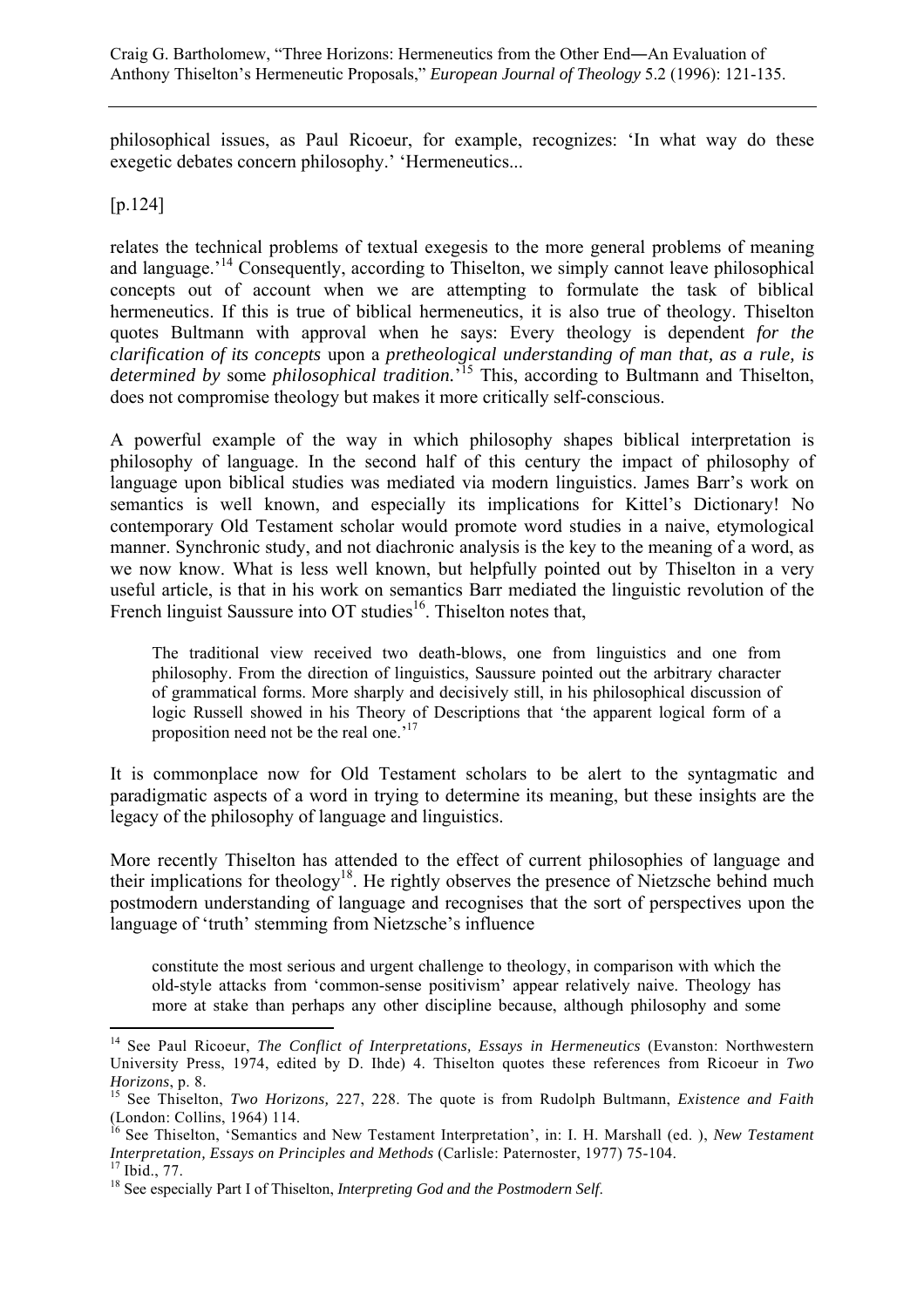philosophical issues, as Paul Ricoeur, for example, recognizes: 'In what way do these exegetic debates concern philosophy.' 'Hermeneutics...

[p.124]

relates the technical problems of textual exegesis to the more general problems of meaning and language.'[14] Consequently, according to Thiselton, we simply cannot leave philosophical concepts out of account when we are attempting to formulate the task of biblical hermeneutics. If this is true of biblical hermeneutics, it is also true of theology. Thiselton quotes Bultmann with approval when he says: Every theology is dependent *for the clarification of its concepts* upon a *pretheological understanding of man that, as a rule, is determined by* some *philosophical tradition.*'[15] This, according to Bultmann and Thiselton, does not compromise theology but makes it more critically self-conscious.

A powerful example of the way in which philosophy shapes biblical interpretation is philosophy of language. In the second half of this century the impact of philosophy of language upon biblical studies was mediated via modern linguistics. James Barr's work on semantics is well known, and especially its implications for Kittel's Dictionary! No contemporary Old Testament scholar would promote word studies in a naive, etymological manner. Synchronic study, and not diachronic analysis is the key to the meaning of a word, as we now know. What is less well known, but helpfully pointed out by Thiselton in a very useful article, is that in his work on semantics Barr mediated the linguistic revolution of the French linguist Saussure into OT studies[16]. Thiselton notes that,

> The traditional view received two death-blows, one from linguistics and one from philosophy. From the direction of linguistics, Saussure pointed out the arbitrary character of grammatical forms. More sharply and decisively still, in his philosophical discussion of logic Russell showed in his Theory of Descriptions that 'the apparent logical form of a proposition need not be the real one.'[17]

It is commonplace now for Old Testament scholars to be alert to the syntagmatic and paradigmatic aspects of a word in trying to determine its meaning, but these insights are the legacy of the philosophy of language and linguistics.

More recently Thiselton has attended to the effect of current philosophies of language and their implications for theology[18]. He rightly observes the presence of Nietzsche behind much postmodern understanding of language and recognises that the sort of perspectives upon the language of 'truth' stemming from Nietzsche's influence

> constitute the most serious and urgent challenge to theology, in comparison with which the old-style attacks from 'common-sense positivism' appear relatively naive. Theology has more at stake than perhaps any other discipline because, although philosophy and some

---

[14] See Paul Ricoeur, *The Conflict of Interpretations, Essays in Hermeneutics* (Evanston: Northwestern University Press, 1974, edited by D. Ihde) 4. Thiselton quotes these references from Ricoeur in *Two Horizons*, p. 8.

[15] See Thiselton, *Two Horizons,* 227, 228. The quote is from Rudolph Bultmann, *Existence and Faith* (London: Collins, 1964) 114.

[16] See Thiselton, 'Semantics and New Testament Interpretation', in: I. H. Marshall (ed. ), *New Testament Interpretation, Essays on Principles and Methods* (Carlisle: Paternoster, 1977) 75-104.

[17] Ibid., 77.

[18] See especially Part I of Thiselton, *Interpreting God and the Postmodern Self*.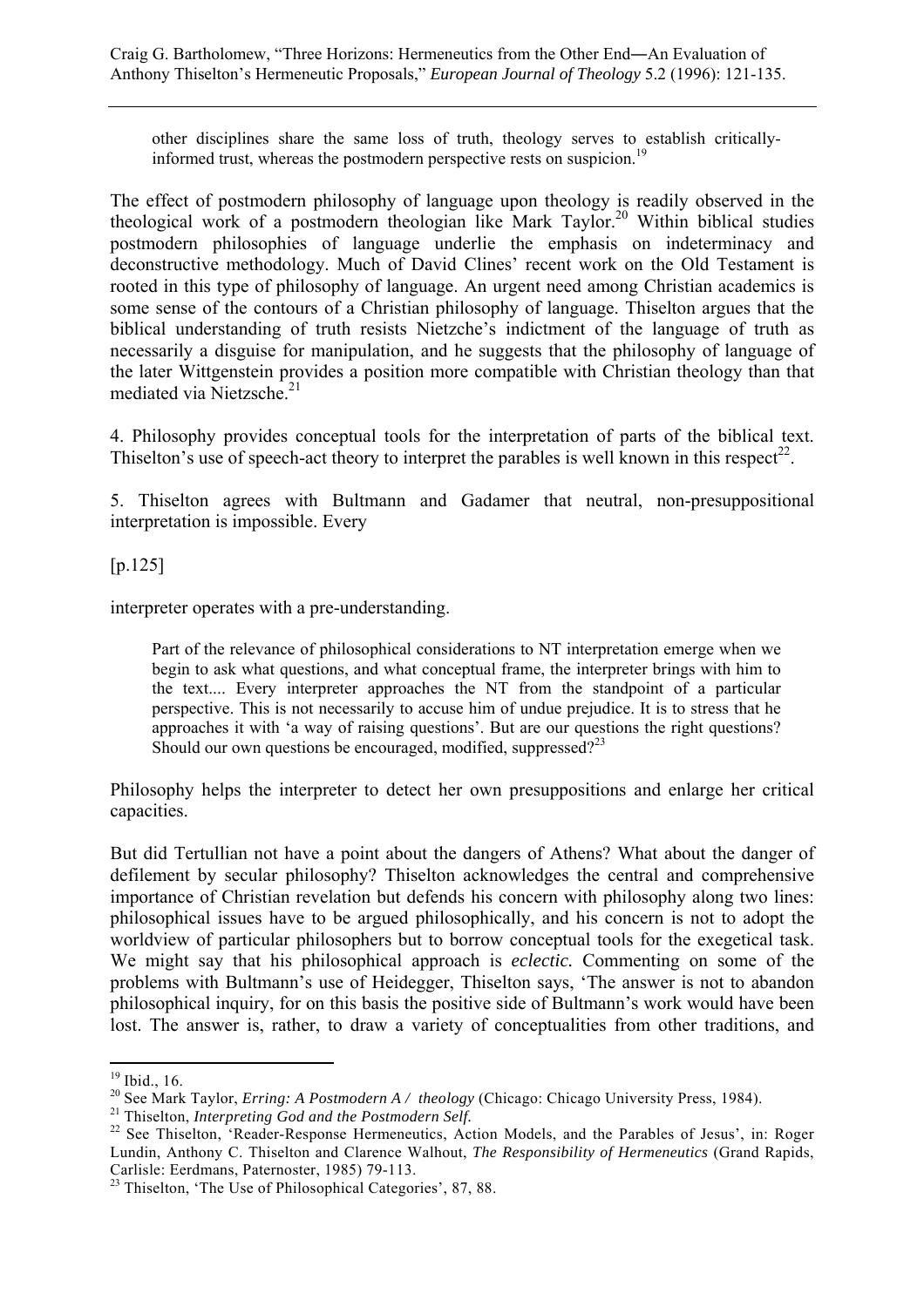> other disciplines share the same loss of truth, theology serves to establish critically-informed trust, whereas the postmodern perspective rests on suspicion.[19]

The effect of postmodern philosophy of language upon theology is readily observed in the theological work of a postmodern theologian like Mark Taylor.[20] Within biblical studies postmodern philosophies of language underlie the emphasis on indeterminacy and deconstructive methodology. Much of David Clines' recent work on the Old Testament is rooted in this type of philosophy of language. An urgent need among Christian academics is some sense of the contours of a Christian philosophy of language. Thiselton argues that the biblical understanding of truth resists Nietzche's indictment of the language of truth as necessarily a disguise for manipulation, and he suggests that the philosophy of language of the later Wittgenstein provides a position more compatible with Christian theology than that mediated via Nietzsche.[21]

4. Philosophy provides conceptual tools for the interpretation of parts of the biblical text. Thiselton's use of speech-act theory to interpret the parables is well known in this respect[22].

5. Thiselton agrees with Bultmann and Gadamer that neutral, non-presuppositional interpretation is impossible. Every

[p.125]

interpreter operates with a pre-understanding.

> Part of the relevance of philosophical considerations to NT interpretation emerge when we begin to ask what questions, and what conceptual frame, the interpreter brings with him to the text.... Every interpreter approaches the NT from the standpoint of a particular perspective. This is not necessarily to accuse him of undue prejudice. It is to stress that he approaches it with 'a way of raising questions'. But are our questions the right questions? Should our own questions be encouraged, modified, suppressed?[23]

Philosophy helps the interpreter to detect her own presuppositions and enlarge her critical capacities.

But did Tertullian not have a point about the dangers of Athens? What about the danger of defilement by secular philosophy? Thiselton acknowledges the central and comprehensive importance of Christian revelation but defends his concern with philosophy along two lines: philosophical issues have to be argued philosophically, and his concern is not to adopt the worldview of particular philosophers but to borrow conceptual tools for the exegetical task. We might say that his philosophical approach is *eclectic.* Commenting on some of the problems with Bultmann's use of Heidegger, Thiselton says, 'The answer is not to abandon philosophical inquiry, for on this basis the positive side of Bultmann's work would have been lost. The answer is, rather, to draw a variety of conceptualities from other traditions, and

---

[19] Ibid., 16.

[20] See Mark Taylor, *Erring: A Postmodern A / theology* (Chicago: Chicago University Press, 1984).

[21] Thiselton, *Interpreting God and the Postmodern Self.*

[22] See Thiselton, 'Reader-Response Hermeneutics, Action Models, and the Parables of Jesus', in: Roger Lundin, Anthony C. Thiselton and Clarence Walhout, *The Responsibility of Hermeneutics* (Grand Rapids, Carlisle: Eerdmans, Paternoster, 1985) 79-113.

[23] Thiselton, 'The Use of Philosophical Categories', 87, 88.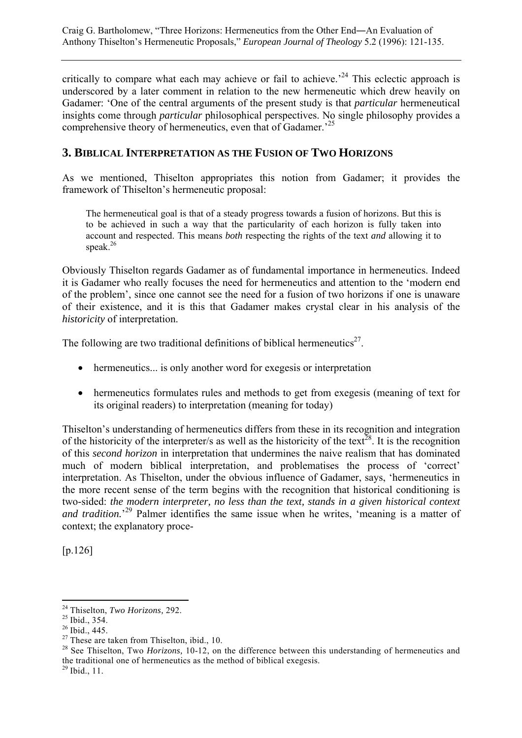critically to compare what each may achieve or fail to achieve.'[24] This eclectic approach is underscored by a later comment in relation to the new hermeneutic which drew heavily on Gadamer: 'One of the central arguments of the present study is that *particular* hermeneutical insights come through *particular* philosophical perspectives. No single philosophy provides a comprehensive theory of hermeneutics, even that of Gadamer.'[25]

## 3. Biblical Interpretation as the Fusion of Two Horizons

As we mentioned, Thiselton appropriates this notion from Gadamer; it provides the framework of Thiselton's hermeneutic proposal:

> The hermeneutical goal is that of a steady progress towards a fusion of horizons. But this is to be achieved in such a way that the particularity of each horizon is fully taken into account and respected. This means *both* respecting the rights of the text *and* allowing it to speak.[26]

Obviously Thiselton regards Gadamer as of fundamental importance in hermeneutics. Indeed it is Gadamer who really focuses the need for hermeneutics and attention to the 'modern end of the problem', since one cannot see the need for a fusion of two horizons if one is unaware of their existence, and it is this that Gadamer makes crystal clear in his analysis of the *historicity* of interpretation.

The following are two traditional definitions of biblical hermeneutics[27].

- hermeneutics... is only another word for exegesis or interpretation
- hermeneutics formulates rules and methods to get from exegesis (meaning of text for its original readers) to interpretation (meaning for today)

Thiselton's understanding of hermeneutics differs from these in its recognition and integration of the historicity of the interpreter/s as well as the historicity of the text[28]. It is the recognition of this *second horizon* in interpretation that undermines the naive realism that has dominated much of modern biblical interpretation, and problematises the process of 'correct' interpretation. As Thiselton, under the obvious influence of Gadamer, says, 'hermeneutics in the more recent sense of the term begins with the recognition that historical conditioning is two-sided: *the modern interpreter, no less than the text, stands in a given historical context and tradition.*'[29] Palmer identifies the same issue when he writes, 'meaning is a matter of context; the explanatory proce-

[p.126]

---

[24] Thiselton, *Two Horizons*, 292.
[25] Ibid., 354.
[26] Ibid., 445.
[27] These are taken from Thiselton, ibid., 10.
[28] See Thiselton, Two *Horizons*, 10-12, on the difference between this understanding of hermeneutics and the traditional one of hermeneutics as the method of biblical exegesis.
[29] Ibid., 11.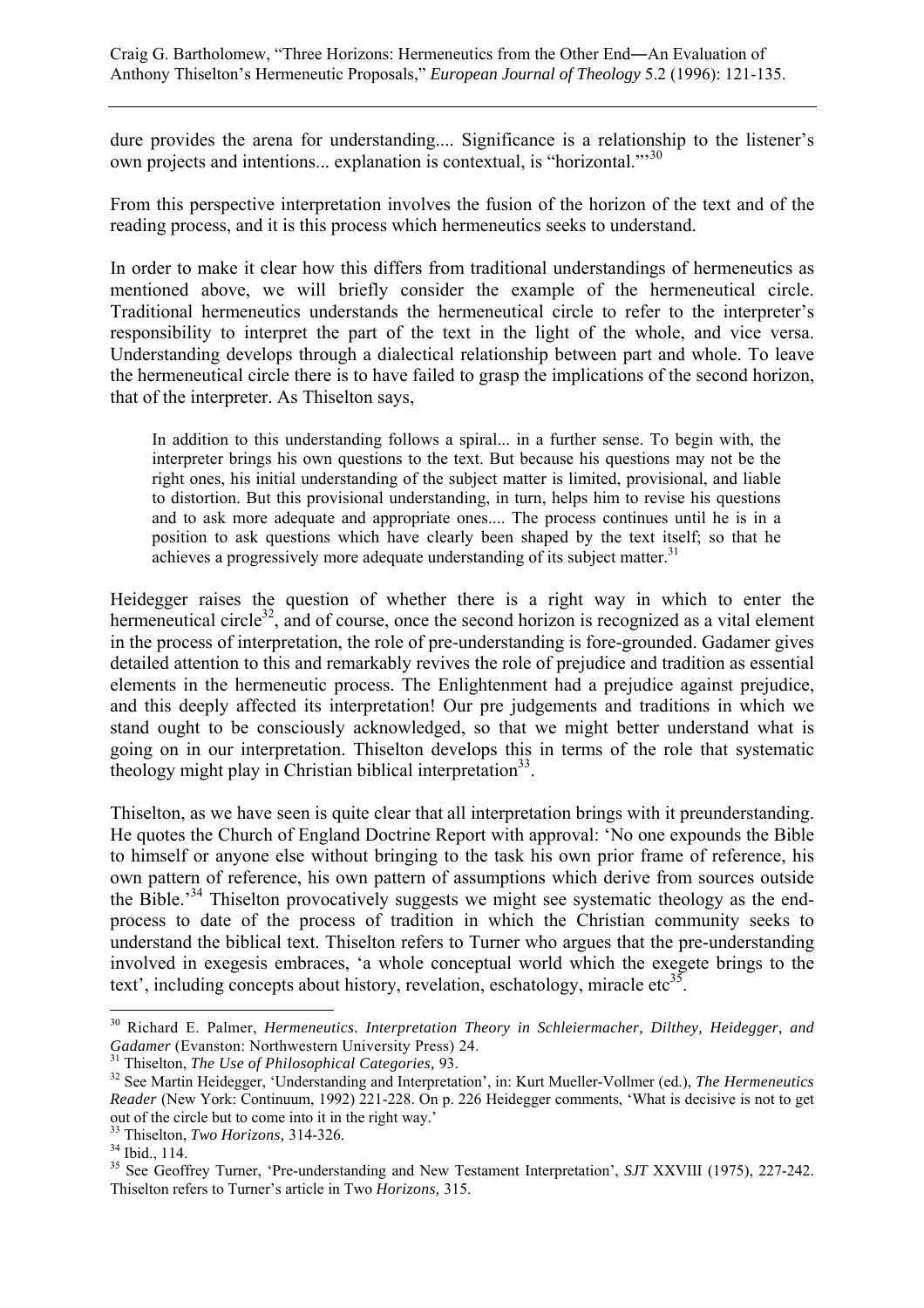dure provides the arena for understanding.... Significance is a relationship to the listener's own projects and intentions... explanation is contextual, is "horizontal."'[30]

From this perspective interpretation involves the fusion of the horizon of the text and of the reading process, and it is this process which hermeneutics seeks to understand.

In order to make it clear how this differs from traditional understandings of hermeneutics as mentioned above, we will briefly consider the example of the hermeneutical circle. Traditional hermeneutics understands the hermeneutical circle to refer to the interpreter's responsibility to interpret the part of the text in the light of the whole, and vice versa. Understanding develops through a dialectical relationship between part and whole. To leave the hermeneutical circle there is to have failed to grasp the implications of the second horizon, that of the interpreter. As Thiselton says,

> In addition to this understanding follows a spiral... in a further sense. To begin with, the interpreter brings his own questions to the text. But because his questions may not be the right ones, his initial understanding of the subject matter is limited, provisional, and liable to distortion. But this provisional understanding, in turn, helps him to revise his questions and to ask more adequate and appropriate ones.... The process continues until he is in a position to ask questions which have clearly been shaped by the text itself; so that he achieves a progressively more adequate understanding of its subject matter.[31]

Heidegger raises the question of whether there is a right way in which to enter the hermeneutical circle[32], and of course, once the second horizon is recognized as a vital element in the process of interpretation, the role of pre-understanding is fore-grounded. Gadamer gives detailed attention to this and remarkably revives the role of prejudice and tradition as essential elements in the hermeneutic process. The Enlightenment had a prejudice against prejudice, and this deeply affected its interpretation! Our pre judgements and traditions in which we stand ought to be consciously acknowledged, so that we might better understand what is going on in our interpretation. Thiselton develops this in terms of the role that systematic theology might play in Christian biblical interpretation[33].

Thiselton, as we have seen is quite clear that all interpretation brings with it preunderstanding. He quotes the Church of England Doctrine Report with approval: 'No one expounds the Bible to himself or anyone else without bringing to the task his own prior frame of reference, his own pattern of reference, his own pattern of assumptions which derive from sources outside the Bible.'[34] Thiselton provocatively suggests we might see systematic theology as the end-process to date of the process of tradition in which the Christian community seeks to understand the biblical text. Thiselton refers to Turner who argues that the pre-understanding involved in exegesis embraces, 'a whole conceptual world which the exegete brings to the text', including concepts about history, revelation, eschatology, miracle etc[35].

---

[30] Richard E. Palmer, *Hermeneutics. Interpretation Theory in Schleiermacher, Dilthey, Heidegger, and Gadamer* (Evanston: Northwestern University Press) 24.

[31] Thiselton, *The Use of Philosophical Categories,* 93.

[32] See Martin Heidegger, 'Understanding and Interpretation', in: Kurt Mueller-Vollmer (ed.), *The Hermeneutics Reader* (New York: Continuum, 1992) 221-228. On p. 226 Heidegger comments, 'What is decisive is not to get out of the circle but to come into it in the right way.'

[33] Thiselton, *Two Horizons,* 314-326.

[34] Ibid., 114.

[35] See Geoffrey Turner, 'Pre-understanding and New Testament Interpretation', *SJT* XXVIII (1975), 227-242. Thiselton refers to Turner's article in Two *Horizons,* 315.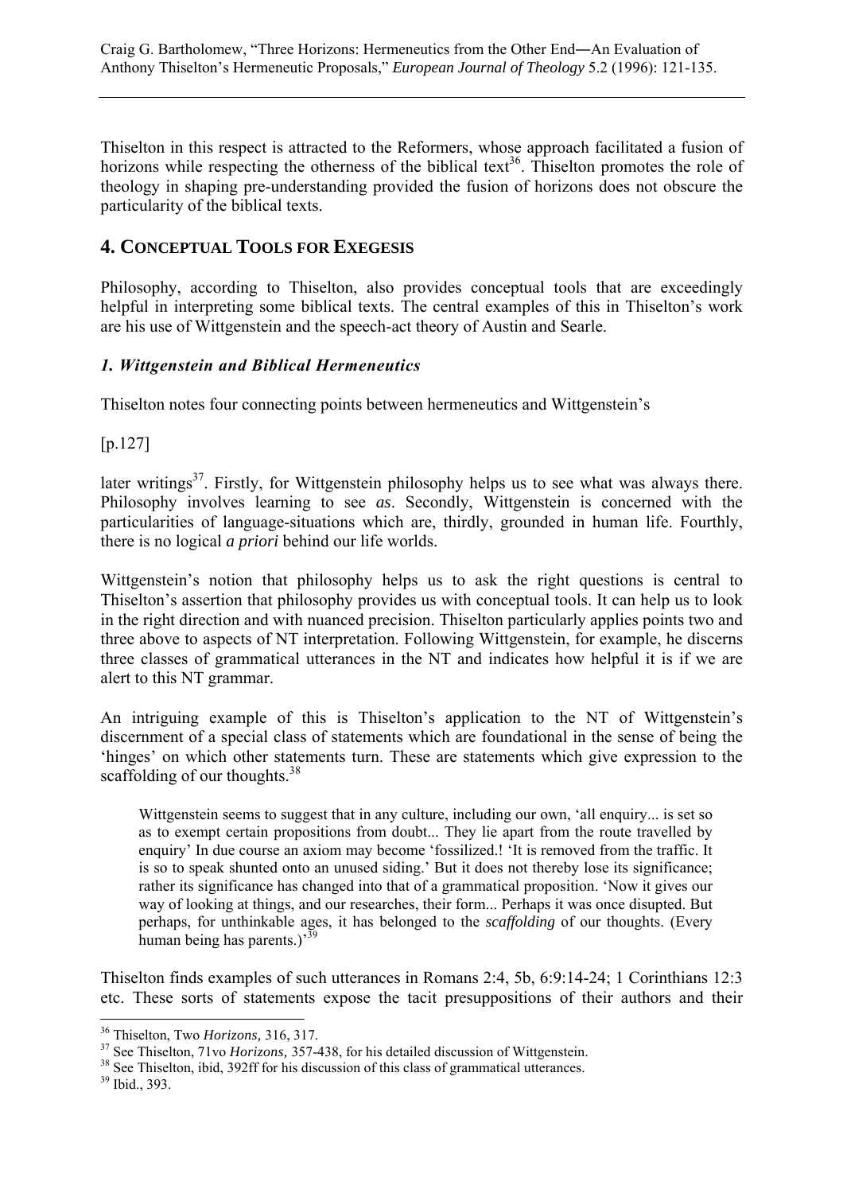Thiselton in this respect is attracted to the Reformers, whose approach facilitated a fusion of horizons while respecting the otherness of the biblical text[36]. Thiselton promotes the role of theology in shaping pre-understanding provided the fusion of horizons does not obscure the particularity of the biblical texts.

## 4. Conceptual Tools for Exegesis

Philosophy, according to Thiselton, also provides conceptual tools that are exceedingly helpful in interpreting some biblical texts. The central examples of this in Thiselton's work are his use of Wittgenstein and the speech-act theory of Austin and Searle.

### *1. Wittgenstein and Biblical Hermeneutics*

Thiselton notes four connecting points between hermeneutics and Wittgenstein's

[p.127]

later writings[37]. Firstly, for Wittgenstein philosophy helps us to see what was always there. Philosophy involves learning to see *as*. Secondly, Wittgenstein is concerned with the particularities of language-situations which are, thirdly, grounded in human life. Fourthly, there is no logical *a priori* behind our life worlds.

Wittgenstein's notion that philosophy helps us to ask the right questions is central to Thiselton's assertion that philosophy provides us with conceptual tools. It can help us to look in the right direction and with nuanced precision. Thiselton particularly applies points two and three above to aspects of NT interpretation. Following Wittgenstein, for example, he discerns three classes of grammatical utterances in the NT and indicates how helpful it is if we are alert to this NT grammar.

An intriguing example of this is Thiselton's application to the NT of Wittgenstein's discernment of a special class of statements which are foundational in the sense of being the 'hinges' on which other statements turn. These are statements which give expression to the scaffolding of our thoughts.[38]

> Wittgenstein seems to suggest that in any culture, including our own, 'all enquiry... is set so as to exempt certain propositions from doubt... They lie apart from the route travelled by enquiry' In due course an axiom may become 'fossilized.! 'It is removed from the traffic. It is so to speak shunted onto an unused siding.' But it does not thereby lose its significance; rather its significance has changed into that of a grammatical proposition. 'Now it gives our way of looking at things, and our researches, their form... Perhaps it was once disputed. But perhaps, for unthinkable ages, it has belonged to the *scaffolding* of our thoughts. (Every human being has parents.)'[39]

Thiselton finds examples of such utterances in Romans 2:4, 5b, 6:9:14-24; 1 Corinthians 12:3 etc. These sorts of statements expose the tacit presuppositions of their authors and their

---

[36] Thiselton, Two *Horizons,* 316, 317.

[37] See Thiselton, 71vo *Horizons,* 357-438, for his detailed discussion of Wittgenstein.

[38] See Thiselton, ibid, 392ff for his discussion of this class of grammatical utterances.

[39] Ibid., 393.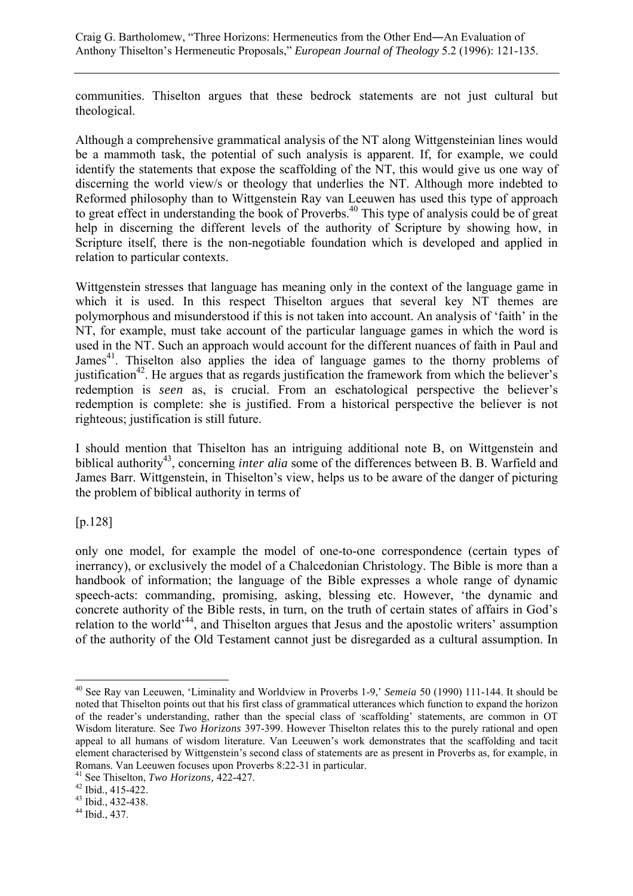communities. Thiselton argues that these bedrock statements are not just cultural but theological.

Although a comprehensive grammatical analysis of the NT along Wittgensteinian lines would be a mammoth task, the potential of such analysis is apparent. If, for example, we could identify the statements that expose the scaffolding of the NT, this would give us one way of discerning the world view/s or theology that underlies the NT. Although more indebted to Reformed philosophy than to Wittgenstein Ray van Leeuwen has used this type of approach to great effect in understanding the book of Proverbs.[40] This type of analysis could be of great help in discerning the different levels of the authority of Scripture by showing how, in Scripture itself, there is the non-negotiable foundation which is developed and applied in relation to particular contexts.

Wittgenstein stresses that language has meaning only in the context of the language game in which it is used. In this respect Thiselton argues that several key NT themes are polymorphous and misunderstood if this is not taken into account. An analysis of 'faith' in the NT, for example, must take account of the particular language games in which the word is used in the NT. Such an approach would account for the different nuances of faith in Paul and James[41]. Thiselton also applies the idea of language games to the thorny problems of justification[42]. He argues that as regards justification the framework from which the believer's redemption is *seen* as, is crucial. From an eschatological perspective the believer's redemption is complete: she is justified. From a historical perspective the believer is not righteous; justification is still future.

I should mention that Thiselton has an intriguing additional note B, on Wittgenstein and biblical authority[43], concerning *inter alia* some of the differences between B. B. Warfield and James Barr. Wittgenstein, in Thiselton's view, helps us to be aware of the danger of picturing the problem of biblical authority in terms of

[p.128]

only one model, for example the model of one-to-one correspondence (certain types of inerrancy), or exclusively the model of a Chalcedonian Christology. The Bible is more than a handbook of information; the language of the Bible expresses a whole range of dynamic speech-acts: commanding, promising, asking, blessing etc. However, 'the dynamic and concrete authority of the Bible rests, in turn, on the truth of certain states of affairs in God's relation to the world'[44], and Thiselton argues that Jesus and the apostolic writers' assumption of the authority of the Old Testament cannot just be disregarded as a cultural assumption. In

---

[40] See Ray van Leeuwen, 'Liminality and Worldview in Proverbs 1-9,' *Semeia* 50 (1990) 111-144. It should be noted that Thiselton points out that his first class of grammatical utterances which function to expand the horizon of the reader's understanding, rather than the special class of 'scaffolding' statements, are common in OT Wisdom literature. See *Two Horizons* 397-399. However Thiselton relates this to the purely rational and open appeal to all humans of wisdom literature. Van Leeuwen's work demonstrates that the scaffolding and tacit element characterised by Wittgenstein's second class of statements are as present in Proverbs as, for example, in Romans. Van Leeuwen focuses upon Proverbs 8:22-31 in particular.

[41] See Thiselton, *Two Horizons,* 422-427.

[42] Ibid., 415-422.

[43] Ibid., 432-438.

[44] Ibid., 437.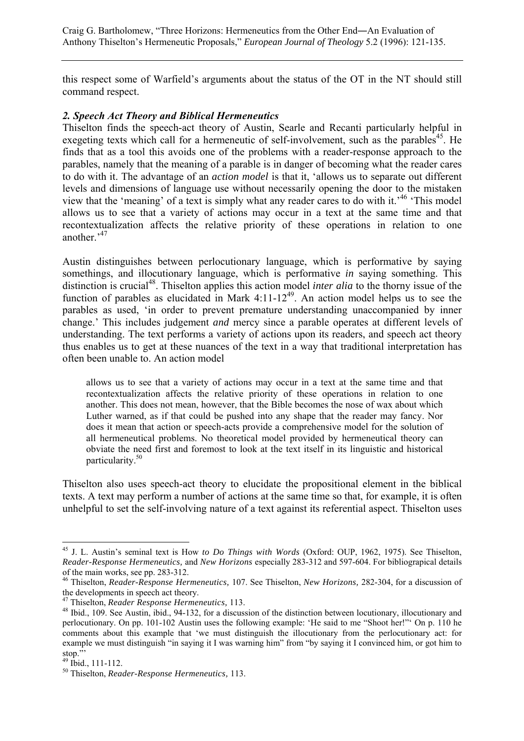this respect some of Warfield's arguments about the status of the OT in the NT should still command respect.

### *2. Speech Act Theory and Biblical Hermeneutics*

Thiselton finds the speech-act theory of Austin, Searle and Recanti particularly helpful in exegeting texts which call for a hermeneutic of self-involvement, such as the parables[45]. He finds that as a tool this avoids one of the problems with a reader-response approach to the parables, namely that the meaning of a parable is in danger of becoming what the reader cares to do with it. The advantage of an *action model* is that it, 'allows us to separate out different levels and dimensions of language use without necessarily opening the door to the mistaken view that the 'meaning' of a text is simply what any reader cares to do with it.'[46] 'This model allows us to see that a variety of actions may occur in a text at the same time and that recontextualization affects the relative priority of these operations in relation to one another.'[47]

Austin distinguishes between perlocutionary language, which is performative by saying somethings, and illocutionary language, which is performative *in* saying something. This distinction is crucial[48]. Thiselton applies this action model *inter alia* to the thorny issue of the function of parables as elucidated in Mark 4:11-12[49]. An action model helps us to see the parables as used, 'in order to prevent premature understanding unaccompanied by inner change.' This includes judgement *and* mercy since a parable operates at different levels of understanding. The text performs a variety of actions upon its readers, and speech act theory thus enables us to get at these nuances of the text in a way that traditional interpretation has often been unable to. An action model

> allows us to see that a variety of actions may occur in a text at the same time and that recontextualization affects the relative priority of these operations in relation to one another. This does not mean, however, that the Bible becomes the nose of wax about which Luther warned, as if that could be pushed into any shape that the reader may fancy. Nor does it mean that action or speech-acts provide a comprehensive model for the solution of all hermeneutical problems. No theoretical model provided by hermeneutical theory can obviate the need first and foremost to look at the text itself in its linguistic and historical particularity.[50]

Thiselton also uses speech-act theory to elucidate the propositional element in the biblical texts. A text may perform a number of actions at the same time so that, for example, it is often unhelpful to set the self-involving nature of a text against its referential aspect. Thiselton uses

---

[45] J. L. Austin's seminal text is How *to Do Things with Words* (Oxford: OUP, 1962, 1975). See Thiselton, *Reader-Response Hermeneutics,* and *New Horizons* especially 283-312 and 597-604. For bibliograpical details of the main works, see pp. 283-312.

[46] Thiselton, *Reader-Response Hermeneutics,* 107. See Thiselton, *New Horizons,* 282-304, for a discussion of the developments in speech act theory.

[47] Thiselton, *Reader Response Hermeneutics,* 113.

[48] Ibid., 109. See Austin, ibid., 94-132, for a discussion of the distinction between locutionary, illocutionary and perlocutionary. On pp. 101-102 Austin uses the following example: 'He said to me "Shoot her!"' On p. 110 he comments about this example that 'we must distinguish the illocutionary from the perlocutionary act: for example we must distinguish "in saying it I was warning him" from "by saying it I convinced him, or got him to stop."'

[49] Ibid., 111-112.

[50] Thiselton, *Reader-Response Hermeneutics,* 113.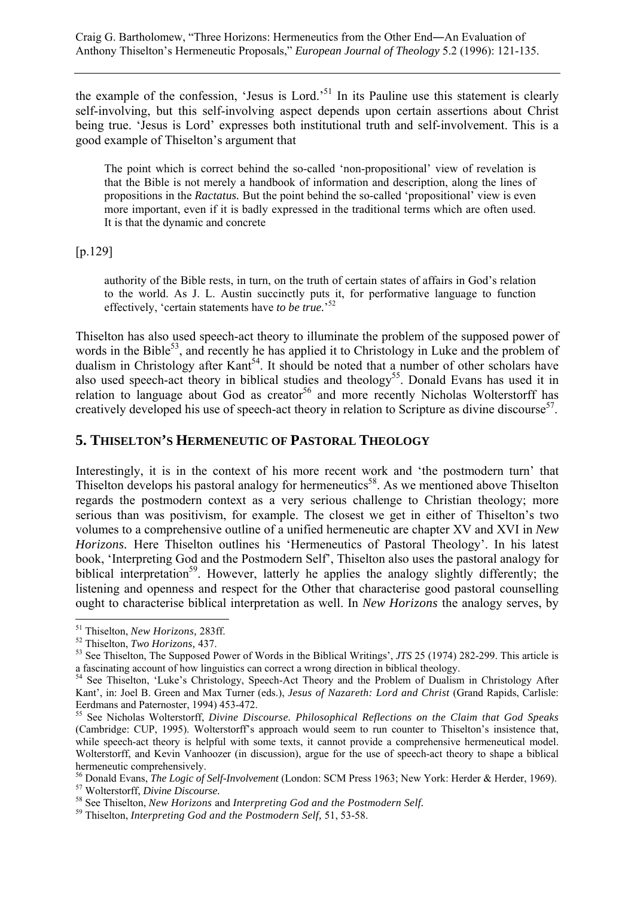the example of the confession, 'Jesus is Lord.'[51] In its Pauline use this statement is clearly self-involving, but this self-involving aspect depends upon certain assertions about Christ being true. 'Jesus is Lord' expresses both institutional truth and self-involvement. This is a good example of Thiselton's argument that

> The point which is correct behind the so-called 'non-propositional' view of revelation is that the Bible is not merely a handbook of information and description, along the lines of propositions in the *Ractatus.* But the point behind the so-called 'propositional' view is even more important, even if it is badly expressed in the traditional terms which are often used. It is that the dynamic and concrete
>
> [p.129]
>
> authority of the Bible rests, in turn, on the truth of certain states of affairs in God's relation to the world. As J. L. Austin succinctly puts it, for performative language to function effectively, 'certain statements have *to be true.*'[52]

Thiselton has also used speech-act theory to illuminate the problem of the supposed power of words in the Bible[53], and recently he has applied it to Christology in Luke and the problem of dualism in Christology after Kant[54]. It should be noted that a number of other scholars have also used speech-act theory in biblical studies and theology[55]. Donald Evans has used it in relation to language about God as creator[56] and more recently Nicholas Wolterstorff has creatively developed his use of speech-act theory in relation to Scripture as divine discourse[57].

## 5. Thiselton's Hermeneutic of Pastoral Theology

Interestingly, it is in the context of his more recent work and 'the postmodern turn' that Thiselton develops his pastoral analogy for hermeneutics[58]. As we mentioned above Thiselton regards the postmodern context as a very serious challenge to Christian theology; more serious than was positivism, for example. The closest we get in either of Thiselton's two volumes to a comprehensive outline of a unified hermeneutic are chapter XV and XVI in *New Horizons.* Here Thiselton outlines his 'Hermeneutics of Pastoral Theology'. In his latest book, 'Interpreting God and the Postmodern Self', Thiselton also uses the pastoral analogy for biblical interpretation[59]. However, latterly he applies the analogy slightly differently; the listening and openness and respect for the Other that characterise good pastoral counselling ought to characterise biblical interpretation as well. In *New Horizons* the analogy serves, by

---

[51] Thiselton, *New Horizons,* 283ff.

[52] Thiselton, *Two Horizons,* 437.

[53] See Thiselton, The Supposed Power of Words in the Biblical Writings', *JTS* 25 (1974) 282-299. This article is a fascinating account of how linguistics can correct a wrong direction in biblical theology.

[54] See Thiselton, 'Luke's Christology, Speech-Act Theory and the Problem of Dualism in Christology After Kant', in: Joel B. Green and Max Turner (eds.), *Jesus of Nazareth: Lord and Christ* (Grand Rapids, Carlisle: Eerdmans and Paternoster, 1994) 453-472.

[55] See Nicholas Wolterstorff, *Divine Discourse. Philosophical Reflections on the Claim that God Speaks* (Cambridge: CUP, 1995). Wolterstorff's approach would seem to run counter to Thiselton's insistence that, while speech-act theory is helpful with some texts, it cannot provide a comprehensive hermeneutical model. Wolterstorff, and Kevin Vanhoozer (in discussion), argue for the use of speech-act theory to shape a biblical hermeneutic comprehensively.

[56] Donald Evans, *The Logic of Self-Involvement* (London: SCM Press 1963; New York: Herder & Herder, 1969).

[57] Wolterstorff, *Divine Discourse.*

[58] See Thiselton, *New Horizons* and *Interpreting God and the Postmodern Self.*

[59] Thiselton, *Interpreting God and the Postmodern Self,* 51, 53-58.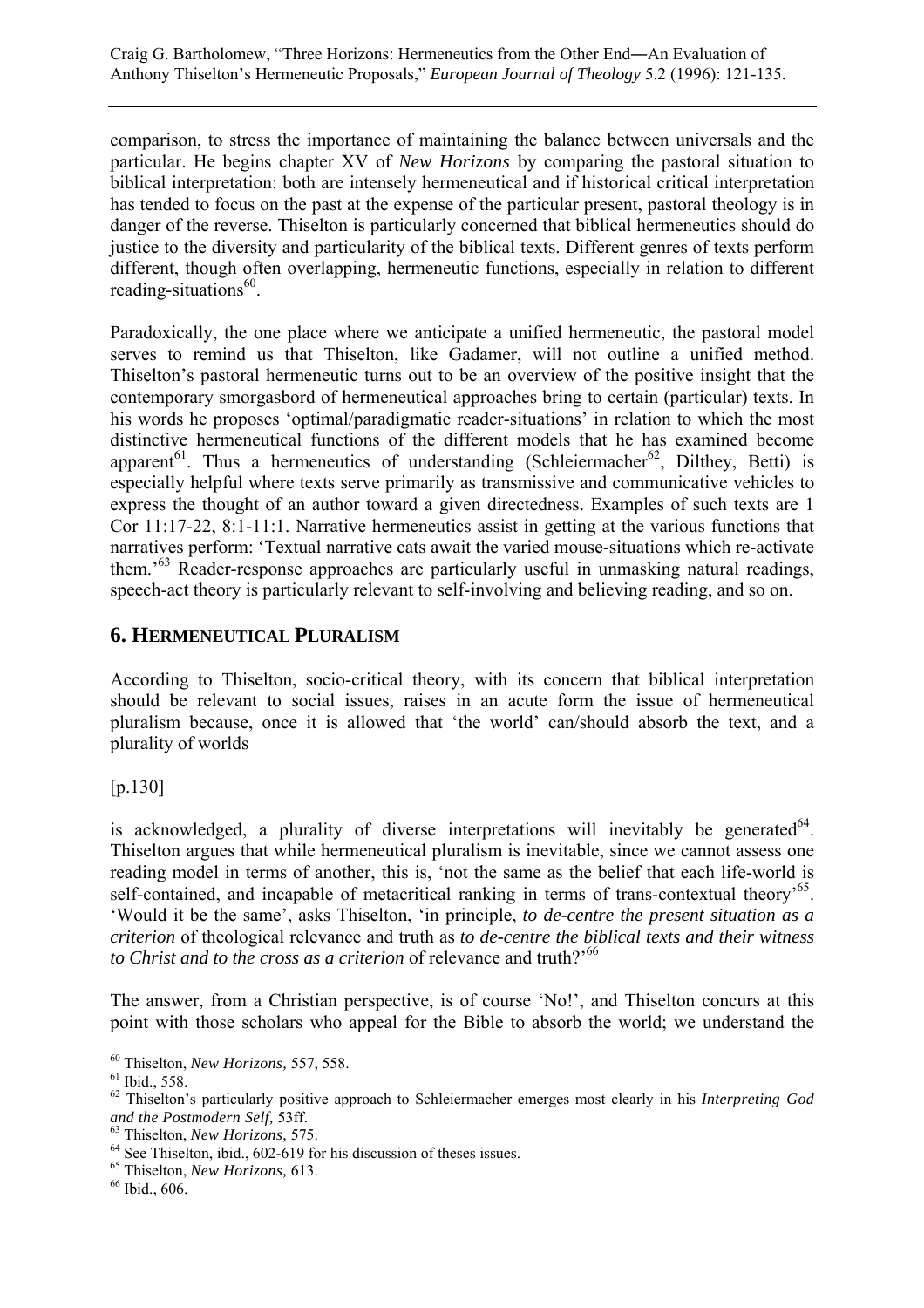comparison, to stress the importance of maintaining the balance between universals and the particular. He begins chapter XV of *New Horizons* by comparing the pastoral situation to biblical interpretation: both are intensely hermeneutical and if historical critical interpretation has tended to focus on the past at the expense of the particular present, pastoral theology is in danger of the reverse. Thiselton is particularly concerned that biblical hermeneutics should do justice to the diversity and particularity of the biblical texts. Different genres of texts perform different, though often overlapping, hermeneutic functions, especially in relation to different reading-situations[60].

Paradoxically, the one place where we anticipate a unified hermeneutic, the pastoral model serves to remind us that Thiselton, like Gadamer, will not outline a unified method. Thiselton's pastoral hermeneutic turns out to be an overview of the positive insight that the contemporary smorgasbord of hermeneutical approaches bring to certain (particular) texts. In his words he proposes 'optimal/paradigmatic reader-situations' in relation to which the most distinctive hermeneutical functions of the different models that he has examined become apparent[61]. Thus a hermeneutics of understanding (Schleiermacher[62], Dilthey, Betti) is especially helpful where texts serve primarily as transmissive and communicative vehicles to express the thought of an author toward a given directedness. Examples of such texts are 1 Cor 11:17-22, 8:1-11:1. Narrative hermeneutics assist in getting at the various functions that narratives perform: 'Textual narrative cats await the varied mouse-situations which re-activate them.'[63] Reader-response approaches are particularly useful in unmasking natural readings, speech-act theory is particularly relevant to self-involving and believing reading, and so on.

## 6. Hermeneutical Pluralism

According to Thiselton, socio-critical theory, with its concern that biblical interpretation should be relevant to social issues, raises in an acute form the issue of hermeneutical pluralism because, once it is allowed that 'the world' can/should absorb the text, and a plurality of worlds

[p.130]

is acknowledged, a plurality of diverse interpretations will inevitably be generated[64]. Thiselton argues that while hermeneutical pluralism is inevitable, since we cannot assess one reading model in terms of another, this is, 'not the same as the belief that each life-world is self-contained, and incapable of metacritical ranking in terms of trans-contextual theory'[65]. 'Would it be the same', asks Thiselton, 'in principle, *to de-centre the present situation as a criterion* of theological relevance and truth as *to de-centre the biblical texts and their witness to Christ and to the cross as a criterion* of relevance and truth?'[66]

The answer, from a Christian perspective, is of course 'No!', and Thiselton concurs at this point with those scholars who appeal for the Bible to absorb the world; we understand the

---

[60] Thiselton, *New Horizons,* 557, 558.

[61] Ibid., 558.

[62] Thiselton's particularly positive approach to Schleiermacher emerges most clearly in his *Interpreting God and the Postmodern Self,* 53ff.

[63] Thiselton, *New Horizons,* 575.

[64] See Thiselton, ibid., 602-619 for his discussion of theses issues.

[65] Thiselton, *New Horizons,* 613.

[66] Ibid., 606.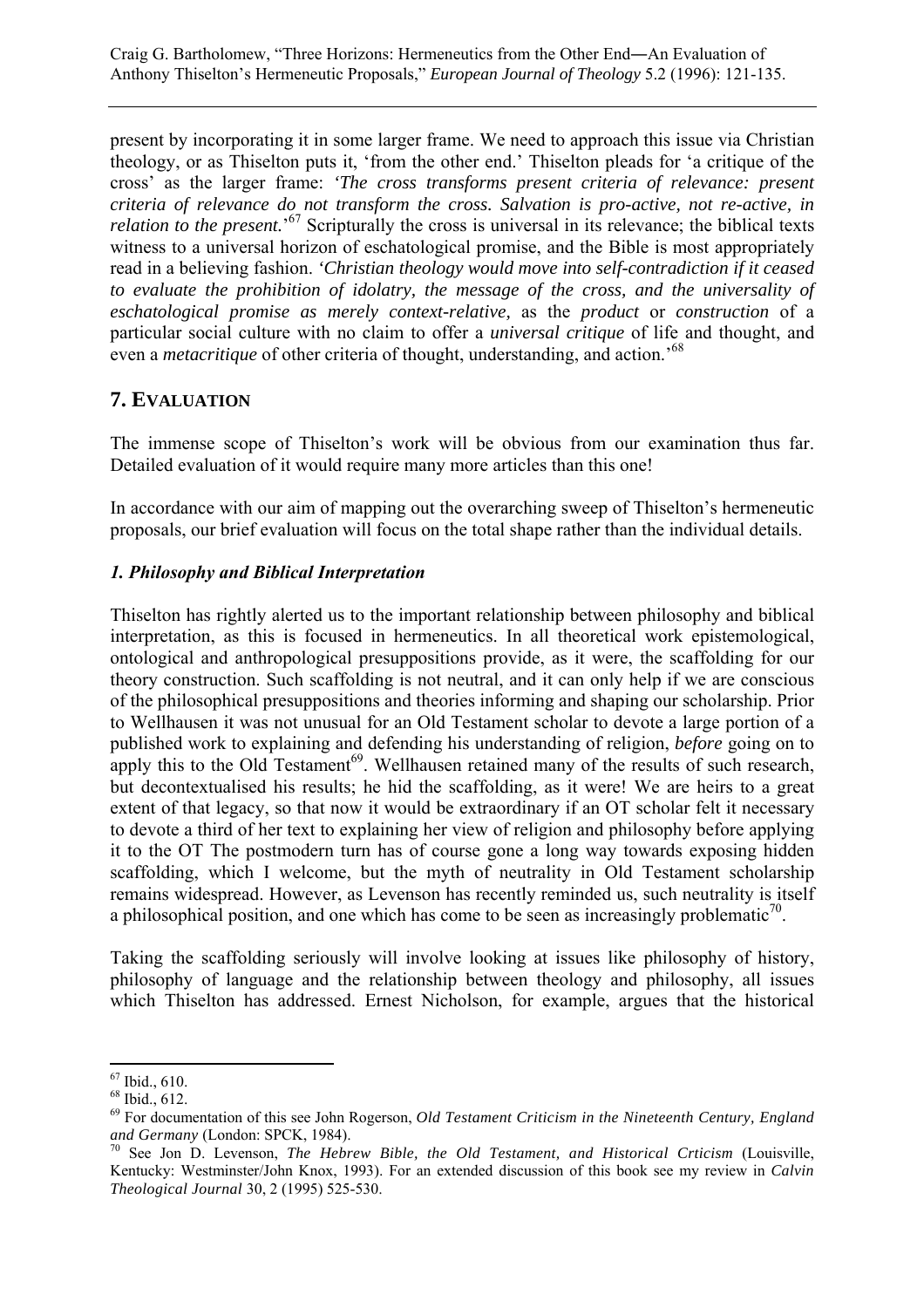present by incorporating it in some larger frame. We need to approach this issue via Christian theology, or as Thiselton puts it, 'from the other end.' Thiselton pleads for 'a critique of the cross' as the larger frame: *'The cross transforms present criteria of relevance: present criteria of relevance do not transform the cross. Salvation is pro-active, not re-active, in relation to the present.'*[67] Scripturally the cross is universal in its relevance; the biblical texts witness to a universal horizon of eschatological promise, and the Bible is most appropriately read in a believing fashion. *'Christian theology would move into self-contradiction if it ceased to evaluate the prohibition of idolatry, the message of the cross, and the universality of eschatological promise as merely context-relative,* as the *product* or *construction* of a particular social culture with no claim to offer a *universal critique* of life and thought, and even a *metacritique* of other criteria of thought, understanding, and action.'[68]

## 7. Evaluation

The immense scope of Thiselton's work will be obvious from our examination thus far. Detailed evaluation of it would require many more articles than this one!

In accordance with our aim of mapping out the overarching sweep of Thiselton's hermeneutic proposals, our brief evaluation will focus on the total shape rather than the individual details.

### *1. Philosophy and Biblical Interpretation*

Thiselton has rightly alerted us to the important relationship between philosophy and biblical interpretation, as this is focused in hermeneutics. In all theoretical work epistemological, ontological and anthropological presuppositions provide, as it were, the scaffolding for our theory construction. Such scaffolding is not neutral, and it can only help if we are conscious of the philosophical presuppositions and theories informing and shaping our scholarship. Prior to Wellhausen it was not unusual for an Old Testament scholar to devote a large portion of a published work to explaining and defending his understanding of religion, *before* going on to apply this to the Old Testament[69]. Wellhausen retained many of the results of such research, but decontextualised his results; he hid the scaffolding, as it were! We are heirs to a great extent of that legacy, so that now it would be extraordinary if an OT scholar felt it necessary to devote a third of her text to explaining her view of religion and philosophy before applying it to the OT The postmodern turn has of course gone a long way towards exposing hidden scaffolding, which I welcome, but the myth of neutrality in Old Testament scholarship remains widespread. However, as Levenson has recently reminded us, such neutrality is itself a philosophical position, and one which has come to be seen as increasingly problematic[70].

Taking the scaffolding seriously will involve looking at issues like philosophy of history, philosophy of language and the relationship between theology and philosophy, all issues which Thiselton has addressed. Ernest Nicholson, for example, argues that the historical

---

[67] Ibid., 610.

[68] Ibid., 612.

[69] For documentation of this see John Rogerson, *Old Testament Criticism in the Nineteenth Century, England and Germany* (London: SPCK, 1984).

[70] See Jon D. Levenson, *The Hebrew Bible, the Old Testament, and Historical Crticism* (Louisville, Kentucky: Westminster/John Knox, 1993). For an extended discussion of this book see my review in *Calvin Theological Journal* 30, 2 (1995) 525-530.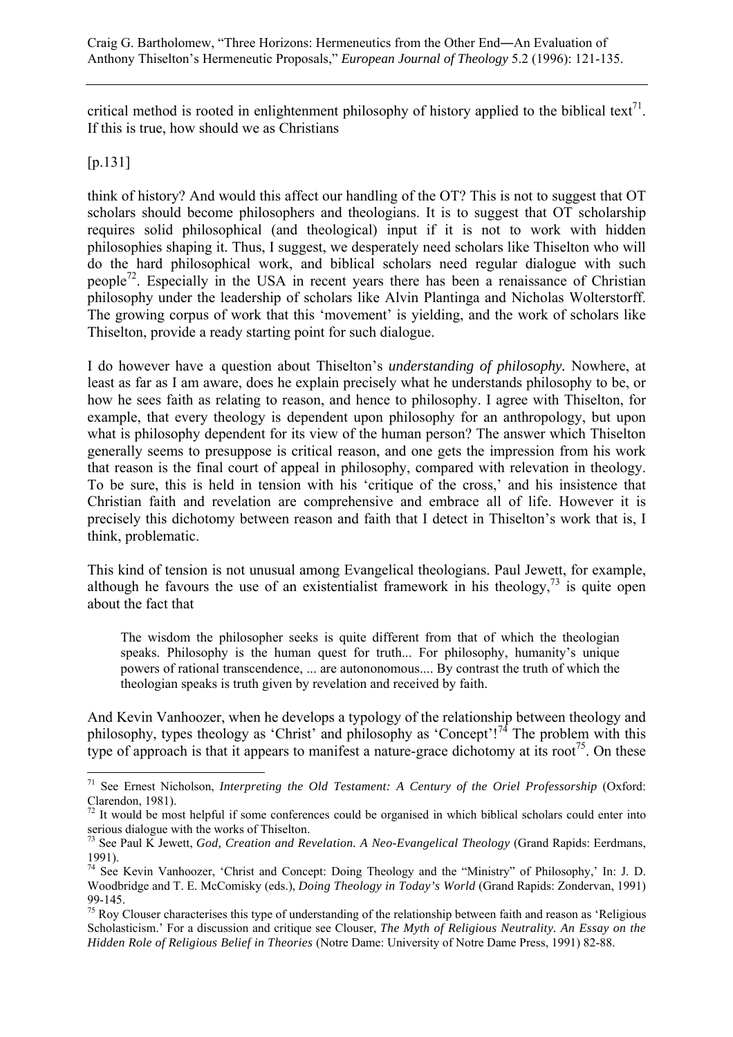critical method is rooted in enlightenment philosophy of history applied to the biblical text[71]. If this is true, how should we as Christians

[p.131]

think of history? And would this affect our handling of the OT? This is not to suggest that OT scholars should become philosophers and theologians. It is to suggest that OT scholarship requires solid philosophical (and theological) input if it is not to work with hidden philosophies shaping it. Thus, I suggest, we desperately need scholars like Thiselton who will do the hard philosophical work, and biblical scholars need regular dialogue with such people[72]. Especially in the USA in recent years there has been a renaissance of Christian philosophy under the leadership of scholars like Alvin Plantinga and Nicholas Wolterstorff. The growing corpus of work that this 'movement' is yielding, and the work of scholars like Thiselton, provide a ready starting point for such dialogue.

I do however have a question about Thiselton's *understanding of philosophy.* Nowhere, at least as far as I am aware, does he explain precisely what he understands philosophy to be, or how he sees faith as relating to reason, and hence to philosophy. I agree with Thiselton, for example, that every theology is dependent upon philosophy for an anthropology, but upon what is philosophy dependent for its view of the human person? The answer which Thiselton generally seems to presuppose is critical reason, and one gets the impression from his work that reason is the final court of appeal in philosophy, compared with relevation in theology. To be sure, this is held in tension with his 'critique of the cross,' and his insistence that Christian faith and revelation are comprehensive and embrace all of life. However it is precisely this dichotomy between reason and faith that I detect in Thiselton's work that is, I think, problematic.

This kind of tension is not unusual among Evangelical theologians. Paul Jewett, for example, although he favours the use of an existentialist framework in his theology,[73] is quite open about the fact that

> The wisdom the philosopher seeks is quite different from that of which the theologian speaks. Philosophy is the human quest for truth... For philosophy, humanity's unique powers of rational transcendence, ... are autononomous.... By contrast the truth of which the theologian speaks is truth given by revelation and received by faith.

And Kevin Vanhoozer, when he develops a typology of the relationship between theology and philosophy, types theology as 'Christ' and philosophy as 'Concept'![74] The problem with this type of approach is that it appears to manifest a nature-grace dichotomy at its root[75]. On these

---

[71] See Ernest Nicholson, *Interpreting the Old Testament: A Century of the Oriel Professorship* (Oxford: Clarendon, 1981).

[72] It would be most helpful if some conferences could be organised in which biblical scholars could enter into serious dialogue with the works of Thiselton.

[73] See Paul K Jewett, *God, Creation and Revelation. A Neo-Evangelical Theology* (Grand Rapids: Eerdmans, 1991).

[74] See Kevin Vanhoozer, 'Christ and Concept: Doing Theology and the "Ministry" of Philosophy,' In: J. D. Woodbridge and T. E. McComisky (eds.), *Doing Theology in Today's World* (Grand Rapids: Zondervan, 1991) 99-145.

[75] Roy Clouser characterises this type of understanding of the relationship between faith and reason as 'Religious Scholasticism.' For a discussion and critique see Clouser, *The Myth of Religious Neutrality. An Essay on the Hidden Role of Religious Belief in Theories* (Notre Dame: University of Notre Dame Press, 1991) 82-88.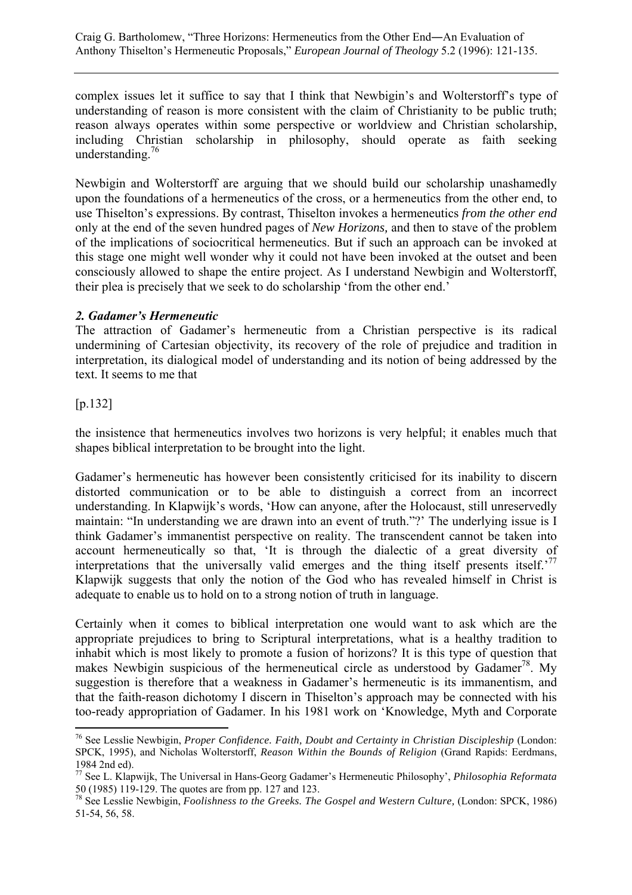complex issues let it suffice to say that I think that Newbigin's and Wolterstorff's type of understanding of reason is more consistent with the claim of Christianity to be public truth; reason always operates within some perspective or worldview and Christian scholarship, including Christian scholarship in philosophy, should operate as faith seeking understanding.[76]

Newbigin and Wolterstorff are arguing that we should build our scholarship unashamedly upon the foundations of a hermeneutics of the cross, or a hermeneutics from the other end, to use Thiselton's expressions. By contrast, Thiselton invokes a hermeneutics *from the other end* only at the end of the seven hundred pages of *New Horizons,* and then to stave of the problem of the implications of sociocritical hermeneutics. But if such an approach can be invoked at this stage one might well wonder why it could not have been invoked at the outset and been consciously allowed to shape the entire project. As I understand Newbigin and Wolterstorff, their plea is precisely that we seek to do scholarship 'from the other end.'

### *2. Gadamer's Hermeneutic*

The attraction of Gadamer's hermeneutic from a Christian perspective is its radical undermining of Cartesian objectivity, its recovery of the role of prejudice and tradition in interpretation, its dialogical model of understanding and its notion of being addressed by the text. It seems to me that

[p.132]

the insistence that hermeneutics involves two horizons is very helpful; it enables much that shapes biblical interpretation to be brought into the light.

Gadamer's hermeneutic has however been consistently criticised for its inability to discern distorted communication or to be able to distinguish a correct from an incorrect understanding. In Klapwijk's words, 'How can anyone, after the Holocaust, still unreservedly maintain: "In understanding we are drawn into an event of truth."?' The underlying issue is I think Gadamer's immanentist perspective on reality. The transcendent cannot be taken into account hermeneutically so that, 'It is through the dialectic of a great diversity of interpretations that the universally valid emerges and the thing itself presents itself.'[77] Klapwijk suggests that only the notion of the God who has revealed himself in Christ is adequate to enable us to hold on to a strong notion of truth in language.

Certainly when it comes to biblical interpretation one would want to ask which are the appropriate prejudices to bring to Scriptural interpretations, what is a healthy tradition to inhabit which is most likely to promote a fusion of horizons? It is this type of question that makes Newbigin suspicious of the hermeneutical circle as understood by Gadamer[78]. My suggestion is therefore that a weakness in Gadamer's hermeneutic is its immanentism, and that the faith-reason dichotomy I discern in Thiselton's approach may be connected with his too-ready appropriation of Gadamer. In his 1981 work on 'Knowledge, Myth and Corporate

---

[76] See Lesslie Newbigin, *Proper Confidence. Faith, Doubt and Certainty in Christian Discipleship* (London: SPCK, 1995), and Nicholas Wolterstorff, *Reason Within the Bounds of Religion* (Grand Rapids: Eerdmans, 1984 2nd ed).

[77] See L. Klapwijk, The Universal in Hans-Georg Gadamer's Hermeneutic Philosophy', *Philosophia Reformata* 50 (1985) 119-129. The quotes are from pp. 127 and 123.

[78] See Lesslie Newbigin, *Foolishness to the Greeks. The Gospel and Western Culture,* (London: SPCK, 1986) 51-54, 56, 58.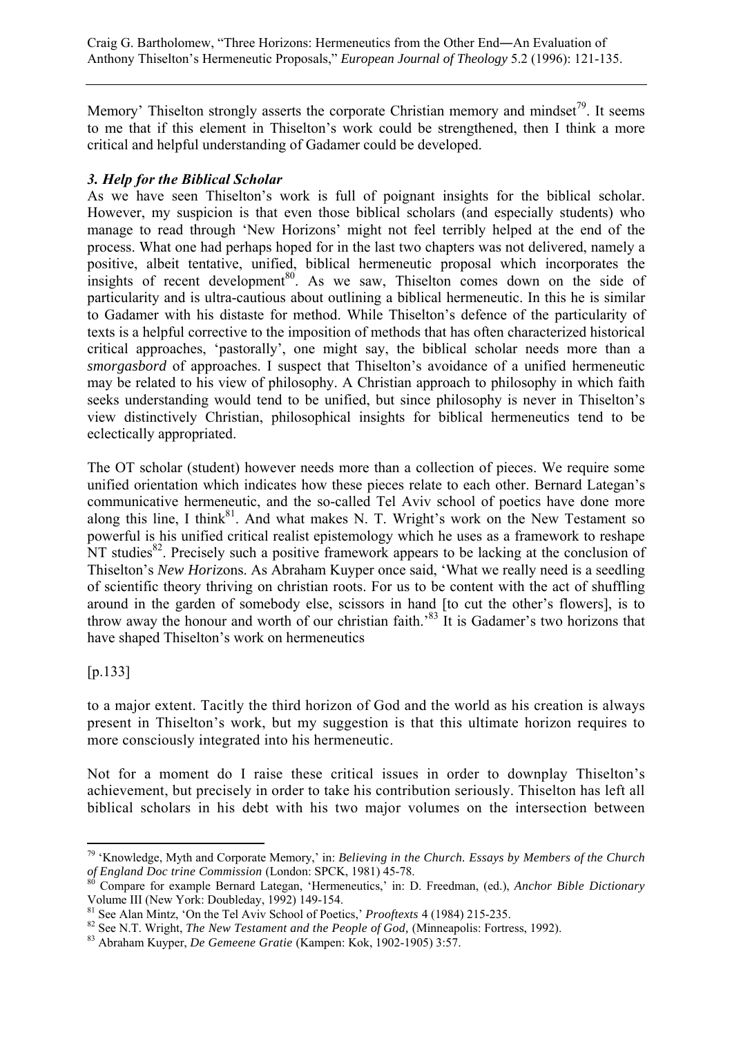Memory' Thiselton strongly asserts the corporate Christian memory and mindset[79]. It seems to me that if this element in Thiselton's work could be strengthened, then I think a more critical and helpful understanding of Gadamer could be developed.

### *3. Help for the Biblical Scholar*

As we have seen Thiselton's work is full of poignant insights for the biblical scholar. However, my suspicion is that even those biblical scholars (and especially students) who manage to read through 'New Horizons' might not feel terribly helped at the end of the process. What one had perhaps hoped for in the last two chapters was not delivered, namely a positive, albeit tentative, unified, biblical hermeneutic proposal which incorporates the insights of recent development[80]. As we saw, Thiselton comes down on the side of particularity and is ultra-cautious about outlining a biblical hermeneutic. In this he is similar to Gadamer with his distaste for method. While Thiselton's defence of the particularity of texts is a helpful corrective to the imposition of methods that has often characterized historical critical approaches, 'pastorally', one might say, the biblical scholar needs more than a *smorgasbord* of approaches. I suspect that Thiselton's avoidance of a unified hermeneutic may be related to his view of philosophy. A Christian approach to philosophy in which faith seeks understanding would tend to be unified, but since philosophy is never in Thiselton's view distinctively Christian, philosophical insights for biblical hermeneutics tend to be eclectically appropriated.

The OT scholar (student) however needs more than a collection of pieces. We require some unified orientation which indicates how these pieces relate to each other. Bernard Lategan's communicative hermeneutic, and the so-called Tel Aviv school of poetics have done more along this line, I think[81]. And what makes N. T. Wright's work on the New Testament so powerful is his unified critical realist epistemology which he uses as a framework to reshape NT studies[82]. Precisely such a positive framework appears to be lacking at the conclusion of Thiselton's *New Horizons*. As Abraham Kuyper once said, 'What we really need is a seedling of scientific theory thriving on christian roots. For us to be content with the act of shuffling around in the garden of somebody else, scissors in hand [to cut the other's flowers], is to throw away the honour and worth of our christian faith.'[83] It is Gadamer's two horizons that have shaped Thiselton's work on hermeneutics

[p.133]

to a major extent. Tacitly the third horizon of God and the world as his creation is always present in Thiselton's work, but my suggestion is that this ultimate horizon requires to more consciously integrated into his hermeneutic.

Not for a moment do I raise these critical issues in order to downplay Thiselton's achievement, but precisely in order to take his contribution seriously. Thiselton has left all biblical scholars in his debt with his two major volumes on the intersection between

---

[79] 'Knowledge, Myth and Corporate Memory,' in: *Believing in the Church. Essays by Members of the Church of England Doc trine Commission* (London: SPCK, 1981) 45-78.

[80] Compare for example Bernard Lategan, 'Hermeneutics,' in: D. Freedman, (ed.), *Anchor Bible Dictionary* Volume III (New York: Doubleday, 1992) 149-154.

[81] See Alan Mintz, 'On the Tel Aviv School of Poetics,' *Prooftexts* 4 (1984) 215-235.

[82] See N.T. Wright, *The New Testament and the People of God*, (Minneapolis: Fortress, 1992).

[83] Abraham Kuyper, *De Gemeene Gratie* (Kampen: Kok, 1902-1905) 3:57.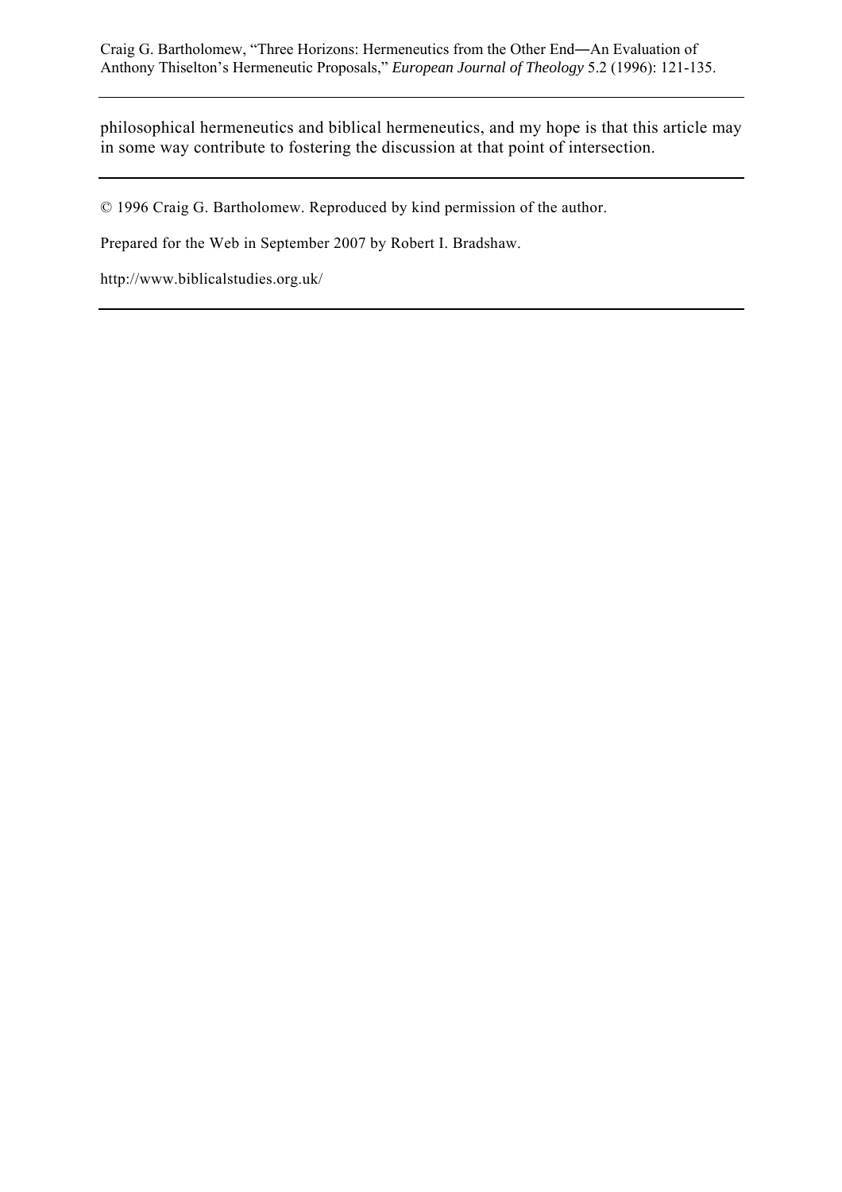philosophical hermeneutics and biblical hermeneutics, and my hope is that this article may in some way contribute to fostering the discussion at that point of intersection.

---

© 1996 Craig G. Bartholomew. Reproduced by kind permission of the author.

Prepared for the Web in September 2007 by Robert I. Bradshaw.

http://www.biblicalstudies.org.uk/